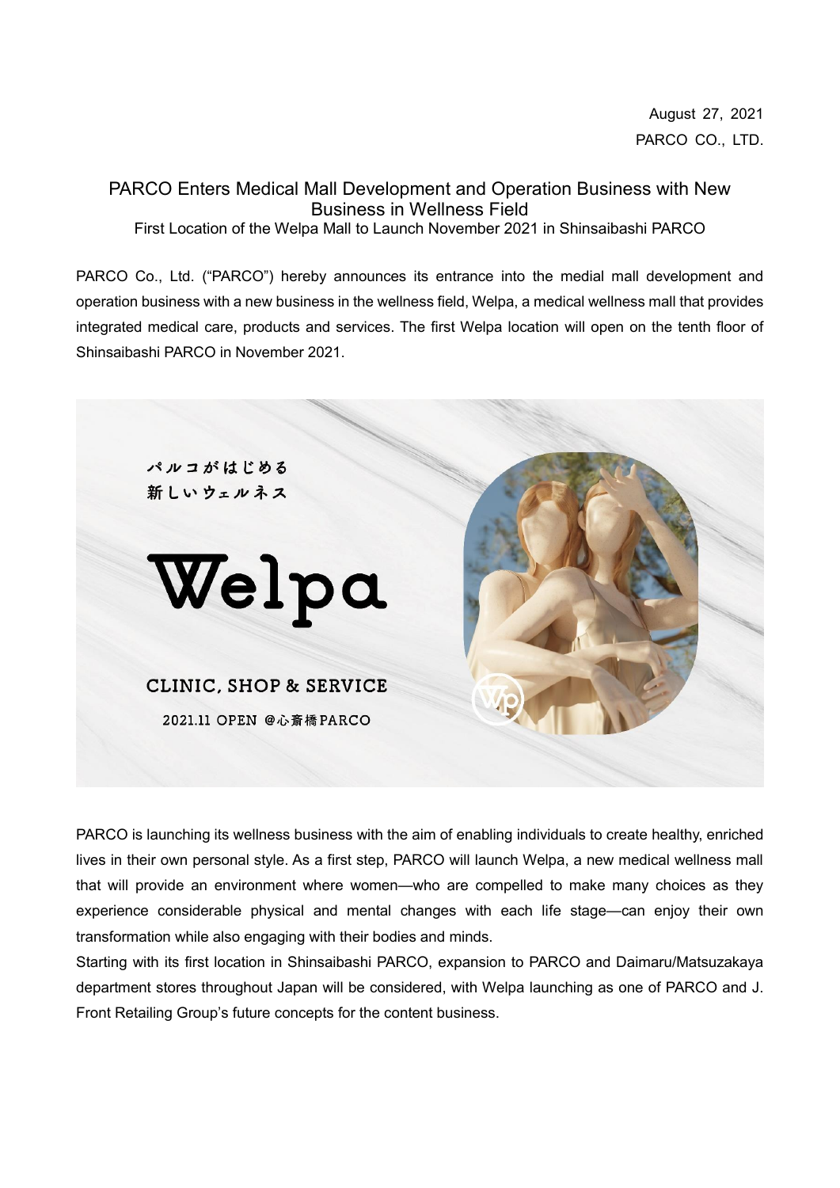August 27, 2021
PARCO CO., LTD.

# PARCO Enters Medical Mall Development and Operation Business with New Business in Wellness Field

First Location of the Welpa Mall to Launch November 2021 in Shinsaibashi PARCO

PARCO Co., Ltd. ("PARCO") hereby announces its entrance into the medial mall development and operation business with a new business in the wellness field, Welpa, a medical wellness mall that provides integrated medical care, products and services. The first Welpa location will open on the tenth floor of Shinsaibashi PARCO in November 2021.

パルコがはじめる
新しいウェルネス

Welpa

CLINIC, SHOP & SERVICE

2021.11 OPEN @心斎橋PARCO

PARCO is launching its wellness business with the aim of enabling individuals to create healthy, enriched lives in their own personal style. As a first step, PARCO will launch Welpa, a new medical wellness mall that will provide an environment where women—who are compelled to make many choices as they experience considerable physical and mental changes with each life stage—can enjoy their own transformation while also engaging with their bodies and minds.

Starting with its first location in Shinsaibashi PARCO, expansion to PARCO and Daimaru/Matsuzakaya department stores throughout Japan will be considered, with Welpa launching as one of PARCO and J. Front Retailing Group's future concepts for the content business.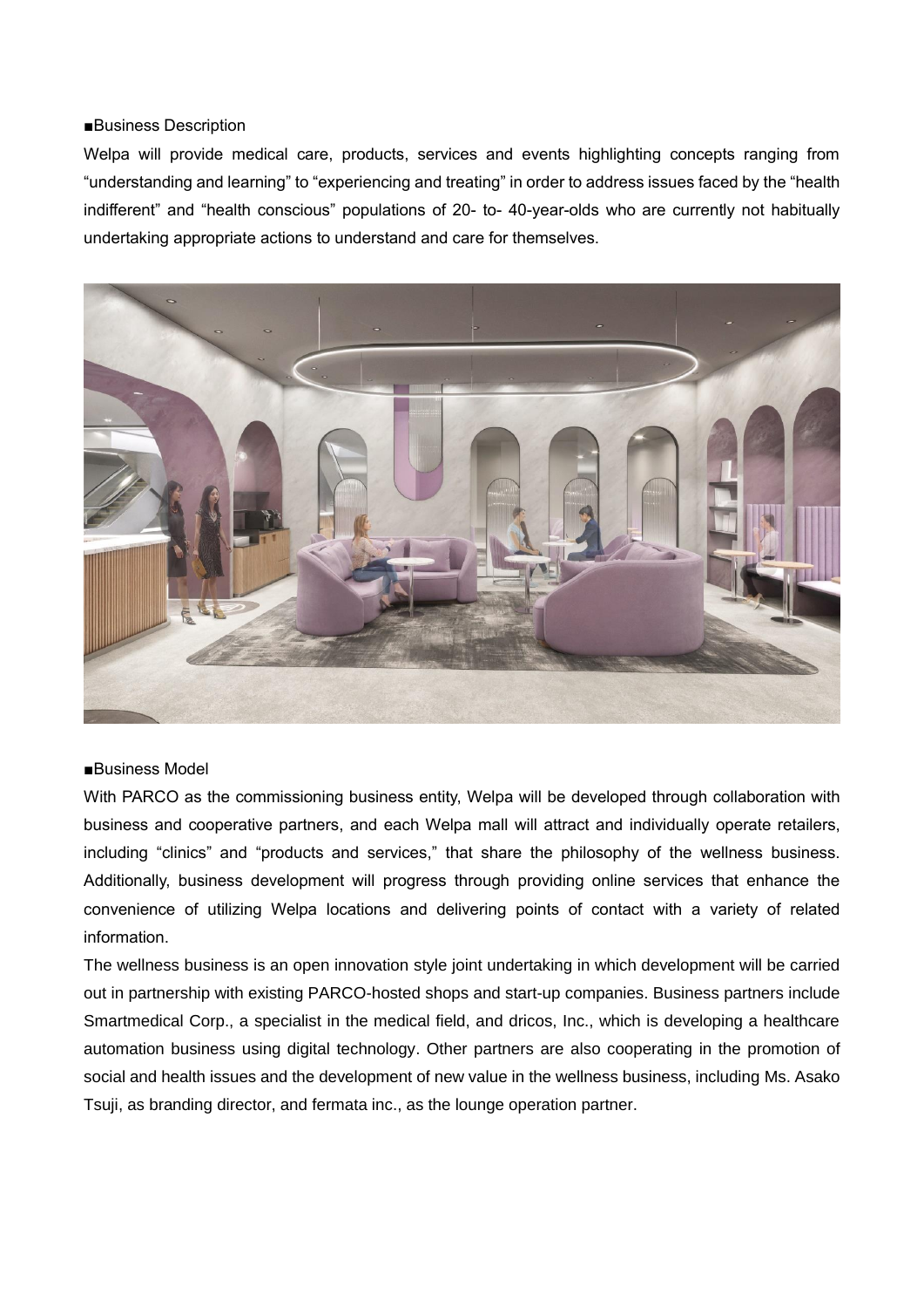■Business Description

Welpa will provide medical care, products, services and events highlighting concepts ranging from "understanding and learning" to "experiencing and treating" in order to address issues faced by the "health indifferent" and "health conscious" populations of 20- to- 40-year-olds who are currently not habitually undertaking appropriate actions to understand and care for themselves.

■Business Model

With PARCO as the commissioning business entity, Welpa will be developed through collaboration with business and cooperative partners, and each Welpa mall will attract and individually operate retailers, including "clinics" and "products and services," that share the philosophy of the wellness business. Additionally, business development will progress through providing online services that enhance the convenience of utilizing Welpa locations and delivering points of contact with a variety of related information.

The wellness business is an open innovation style joint undertaking in which development will be carried out in partnership with existing PARCO-hosted shops and start-up companies. Business partners include Smartmedical Corp., a specialist in the medical field, and dricos, Inc., which is developing a healthcare automation business using digital technology. Other partners are also cooperating in the promotion of social and health issues and the development of new value in the wellness business, including Ms. Asako Tsuji, as branding director, and fermata inc., as the lounge operation partner.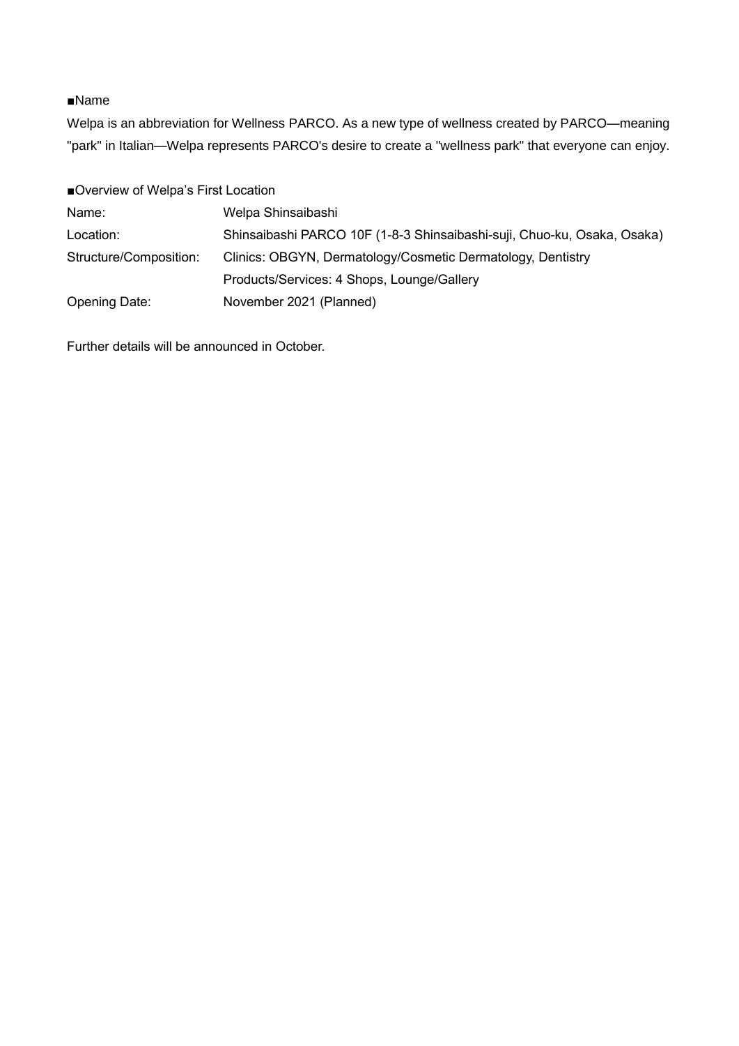■Name

Welpa is an abbreviation for Wellness PARCO. As a new type of wellness created by PARCO—meaning "park" in Italian—Welpa represents PARCO's desire to create a "wellness park" that everyone can enjoy.

■Overview of Welpa's First Location

| | |
|---|---|
| Name: | Welpa Shinsaibashi |
| Location: | Shinsaibashi PARCO 10F (1-8-3 Shinsaibashi-suji, Chuo-ku, Osaka, Osaka) |
| Structure/Composition: | Clinics: OBGYN, Dermatology/Cosmetic Dermatology, Dentistry |
| | Products/Services: 4 Shops, Lounge/Gallery |
| Opening Date: | November 2021 (Planned) |

Further details will be announced in October.